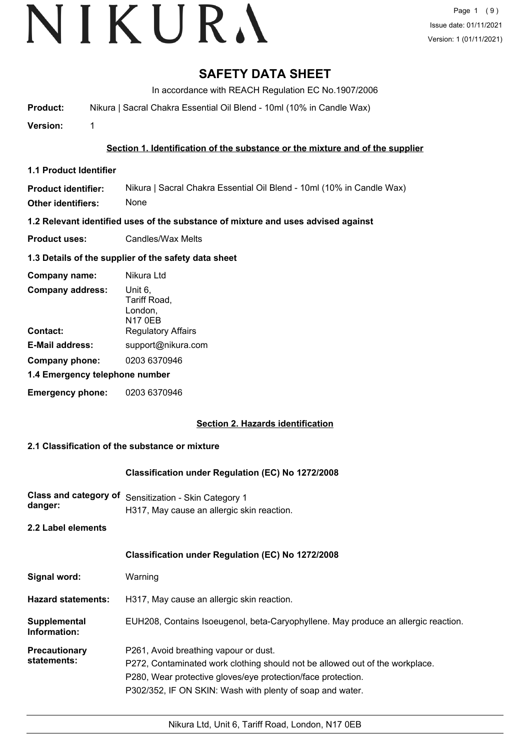# SAFETY DATA SHEET

In accordance with REACH Regulation EC No.1907/2006

**Product:** Nikura | Sacral Chakra Essential Oil Blend - 10ml (10% in Candle Wax)

**Version:** 1

## Section 1. Identification of the substance or the mixture and of the supplier

### 1.1 Product Identifier

**Product identifier:** Nikura | Sacral Chakra Essential Oil Blend - 10ml (10% in Candle Wax)

**Other identifiers:** None

### 1.2 Relevant identified uses of the substance of mixture and uses advised against

**Product uses:** Candles/Wax Melts

### 1.3 Details of the supplier of the safety data sheet

**Company name:** Nikura Ltd

**Company address:** Unit 6, Tariff Road, London, N17 0EB

**Contact:** Regulatory Affairs

**E-Mail address:** support@nikura.com

**Company phone:** 0203 6370946

### 1.4 Emergency telephone number

**Emergency phone:** 0203 6370946

## Section 2. Hazards identification

### 2.1 Classification of the substance or mixture

**Classification under Regulation (EC) No 1272/2008**

**Class and category of danger:** Sensitization - Skin Category 1
H317, May cause an allergic skin reaction.

### 2.2 Label elements

**Classification under Regulation (EC) No 1272/2008**

**Signal word:** Warning

**Hazard statements:** H317, May cause an allergic skin reaction.

**Supplemental Information:** EUH208, Contains Isoeugenol, beta-Caryophyllene. May produce an allergic reaction.

**Precautionary statements:**
P261, Avoid breathing vapour or dust.
P272, Contaminated work clothing should not be allowed out of the workplace.
P280, Wear protective gloves/eye protection/face protection.
P302/352, IF ON SKIN: Wash with plenty of soap and water.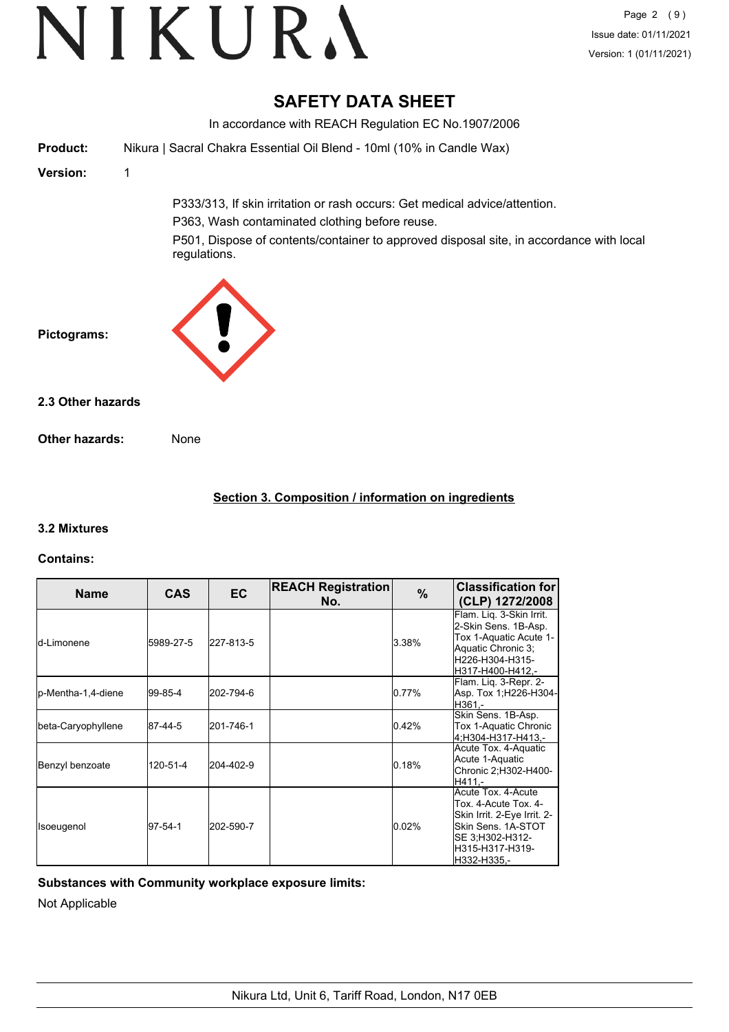# SAFETY DATA SHEET

In accordance with REACH Regulation EC No.1907/2006

**Product:** Nikura | Sacral Chakra Essential Oil Blend - 10ml (10% in Candle Wax)

**Version:** 1

P333/313, If skin irritation or rash occurs: Get medical advice/attention.

P363, Wash contaminated clothing before reuse.

P501, Dispose of contents/container to approved disposal site, in accordance with local regulations.

**Pictograms:**

### 2.3 Other hazards

**Other hazards:** None

## Section 3. Composition / information on ingredients

### 3.2 Mixtures

**Contains:**

| Name | CAS | EC | REACH Registration No. | % | Classification for (CLP) 1272/2008 |
|---|---|---|---|---|---|
| d-Limonene | 5989-27-5 | 227-813-5 | | 3.38% | Flam. Liq. 3-Skin Irrit. 2-Skin Sens. 1B-Asp. Tox 1-Aquatic Acute 1-Aquatic Chronic 3;H226-H304-H315-H317-H400-H412,- |
| p-Mentha-1,4-diene | 99-85-4 | 202-794-6 | | 0.77% | Flam. Liq. 3-Repr. 2-Asp. Tox 1;H226-H304-H361,- |
| beta-Caryophyllene | 87-44-5 | 201-746-1 | | 0.42% | Skin Sens. 1B-Asp. Tox 1-Aquatic Chronic 4;H304-H317-H413,- |
| Benzyl benzoate | 120-51-4 | 204-402-9 | | 0.18% | Acute Tox. 4-Aquatic Acute 1-Aquatic Chronic 2;H302-H400-H411,- |
| Isoeugenol | 97-54-1 | 202-590-7 | | 0.02% | Acute Tox. 4-Acute Tox. 4-Acute Tox. 4-Skin Irrit. 2-Eye Irrit. 2-Skin Sens. 1A-STOT SE 3;H302-H312-H315-H317-H319-H332-H335,- |

**Substances with Community workplace exposure limits:**

Not Applicable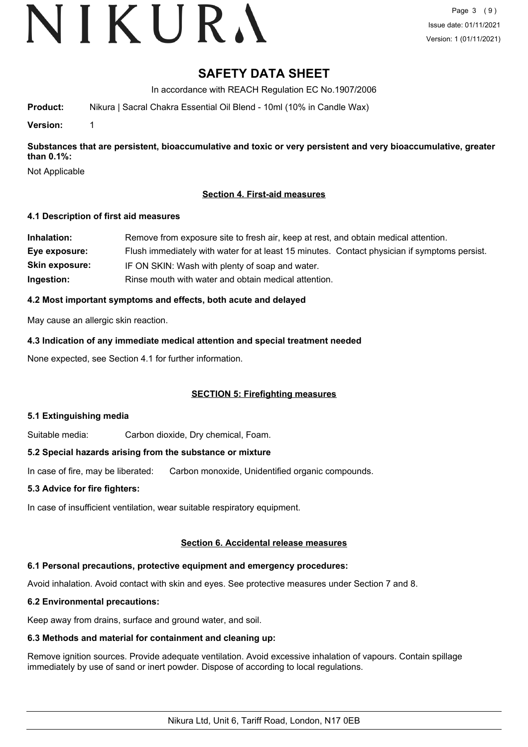# SAFETY DATA SHEET

In accordance with REACH Regulation EC No.1907/2006

**Product:** Nikura | Sacral Chakra Essential Oil Blend - 10ml (10% in Candle Wax)

**Version:** 1

**Substances that are persistent, bioaccumulative and toxic or very persistent and very bioaccumulative, greater than 0.1%:**

Not Applicable

## Section 4. First-aid measures

### 4.1 Description of first aid measures

**Inhalation:** Remove from exposure site to fresh air, keep at rest, and obtain medical attention.

**Eye exposure:** Flush immediately with water for at least 15 minutes. Contact physician if symptoms persist.

**Skin exposure:** IF ON SKIN: Wash with plenty of soap and water.

**Ingestion:** Rinse mouth with water and obtain medical attention.

### 4.2 Most important symptoms and effects, both acute and delayed

May cause an allergic skin reaction.

### 4.3 Indication of any immediate medical attention and special treatment needed

None expected, see Section 4.1 for further information.

## SECTION 5: Firefighting measures

### 5.1 Extinguishing media

Suitable media: Carbon dioxide, Dry chemical, Foam.

### 5.2 Special hazards arising from the substance or mixture

In case of fire, may be liberated: Carbon monoxide, Unidentified organic compounds.

### 5.3 Advice for fire fighters:

In case of insufficient ventilation, wear suitable respiratory equipment.

## Section 6. Accidental release measures

### 6.1 Personal precautions, protective equipment and emergency procedures:

Avoid inhalation. Avoid contact with skin and eyes. See protective measures under Section 7 and 8.

### 6.2 Environmental precautions:

Keep away from drains, surface and ground water, and soil.

### 6.3 Methods and material for containment and cleaning up:

Remove ignition sources. Provide adequate ventilation. Avoid excessive inhalation of vapours. Contain spillage immediately by use of sand or inert powder. Dispose of according to local regulations.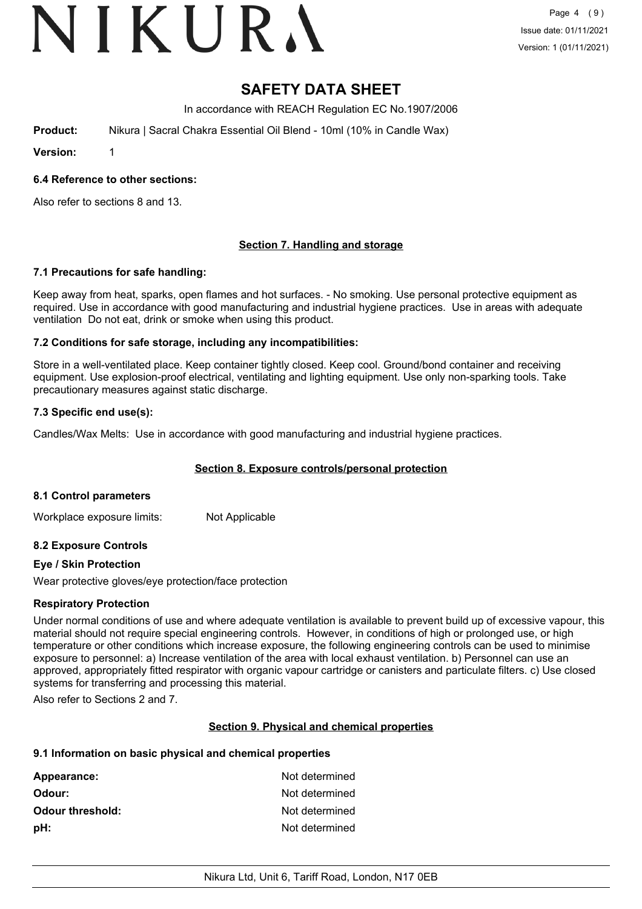# SAFETY DATA SHEET

In accordance with REACH Regulation EC No.1907/2006

**Product:** Nikura | Sacral Chakra Essential Oil Blend - 10ml (10% in Candle Wax)

**Version:** 1

### 6.4 Reference to other sections:

Also refer to sections 8 and 13.

## Section 7. Handling and storage

### 7.1 Precautions for safe handling:

Keep away from heat, sparks, open flames and hot surfaces. - No smoking. Use personal protective equipment as required. Use in accordance with good manufacturing and industrial hygiene practices. Use in areas with adequate ventilation Do not eat, drink or smoke when using this product.

### 7.2 Conditions for safe storage, including any incompatibilities:

Store in a well-ventilated place. Keep container tightly closed. Keep cool. Ground/bond container and receiving equipment. Use explosion-proof electrical, ventilating and lighting equipment. Use only non-sparking tools. Take precautionary measures against static discharge.

### 7.3 Specific end use(s):

Candles/Wax Melts: Use in accordance with good manufacturing and industrial hygiene practices.

## Section 8. Exposure controls/personal protection

### 8.1 Control parameters

Workplace exposure limits: Not Applicable

### 8.2 Exposure Controls

#### Eye / Skin Protection

Wear protective gloves/eye protection/face protection

#### Respiratory Protection

Under normal conditions of use and where adequate ventilation is available to prevent build up of excessive vapour, this material should not require special engineering controls. However, in conditions of high or prolonged use, or high temperature or other conditions which increase exposure, the following engineering controls can be used to minimise exposure to personnel: a) Increase ventilation of the area with local exhaust ventilation. b) Personnel can use an approved, appropriately fitted respirator with organic vapour cartridge or canisters and particulate filters. c) Use closed systems for transferring and processing this material.

Also refer to Sections 2 and 7.

## Section 9. Physical and chemical properties

### 9.1 Information on basic physical and chemical properties

| | |
|---|---|
| **Appearance:** | Not determined |
| **Odour:** | Not determined |
| **Odour threshold:** | Not determined |
| **pH:** | Not determined |

Nikura Ltd, Unit 6, Tariff Road, London, N17 0EB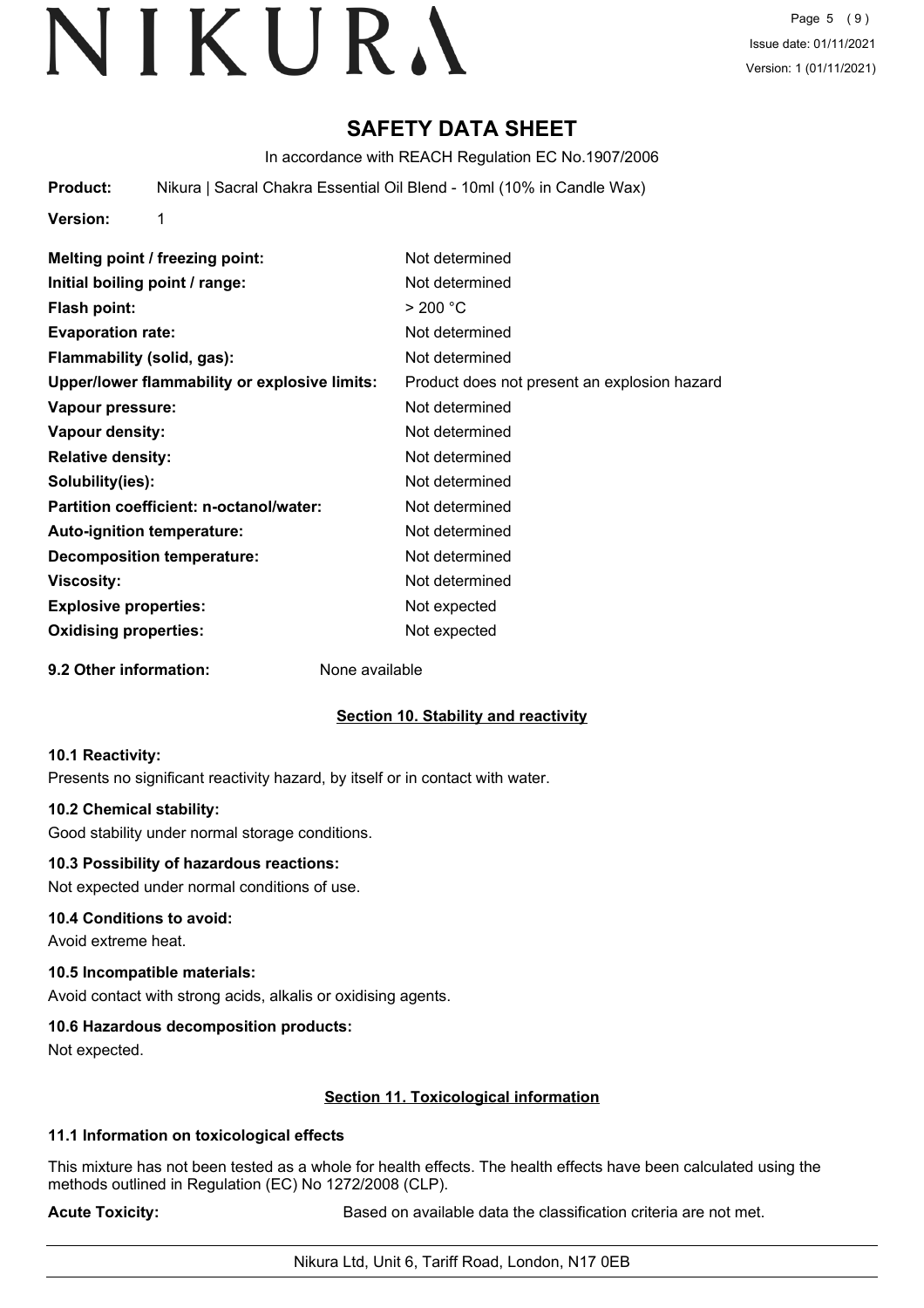# SAFETY DATA SHEET

In accordance with REACH Regulation EC No.1907/2006

**Product:** Nikura | Sacral Chakra Essential Oil Blend - 10ml (10% in Candle Wax)

**Version:** 1

| | |
|---|---|
| **Melting point / freezing point:** | Not determined |
| **Initial boiling point / range:** | Not determined |
| **Flash point:** | > 200 °C |
| **Evaporation rate:** | Not determined |
| **Flammability (solid, gas):** | Not determined |
| **Upper/lower flammability or explosive limits:** | Product does not present an explosion hazard |
| **Vapour pressure:** | Not determined |
| **Vapour density:** | Not determined |
| **Relative density:** | Not determined |
| **Solubility(ies):** | Not determined |
| **Partition coefficient: n-octanol/water:** | Not determined |
| **Auto-ignition temperature:** | Not determined |
| **Decomposition temperature:** | Not determined |
| **Viscosity:** | Not determined |
| **Explosive properties:** | Not expected |
| **Oxidising properties:** | Not expected |

**9.2 Other information:** None available

## Section 10. Stability and reactivity

**10.1 Reactivity:**

Presents no significant reactivity hazard, by itself or in contact with water.

**10.2 Chemical stability:**

Good stability under normal storage conditions.

**10.3 Possibility of hazardous reactions:**

Not expected under normal conditions of use.

**10.4 Conditions to avoid:**

Avoid extreme heat.

**10.5 Incompatible materials:**

Avoid contact with strong acids, alkalis or oxidising agents.

**10.6 Hazardous decomposition products:**

Not expected.

## Section 11. Toxicological information

**11.1 Information on toxicological effects**

This mixture has not been tested as a whole for health effects. The health effects have been calculated using the methods outlined in Regulation (EC) No 1272/2008 (CLP).

**Acute Toxicity:** Based on available data the classification criteria are not met.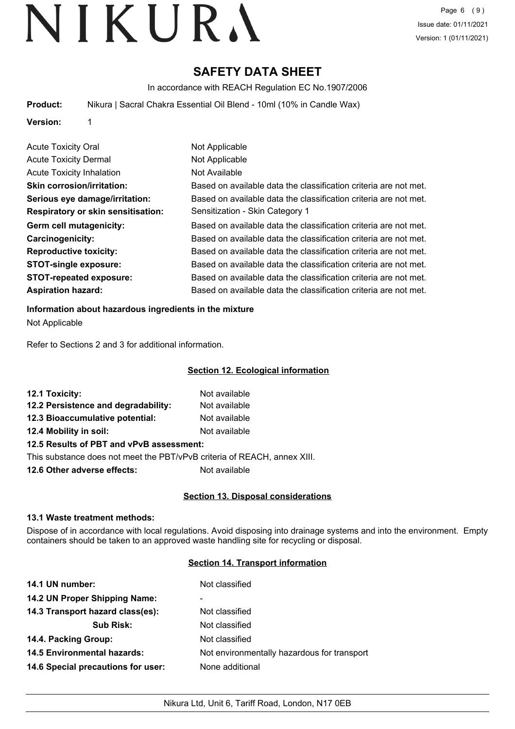# SAFETY DATA SHEET

In accordance with REACH Regulation EC No.1907/2006

**Product:** Nikura | Sacral Chakra Essential Oil Blend - 10ml (10% in Candle Wax)

**Version:** 1

| | |
|---|---|
| Acute Toxicity Oral | Not Applicable |
| Acute Toxicity Dermal | Not Applicable |
| Acute Toxicity Inhalation | Not Available |
| **Skin corrosion/irritation:** | Based on available data the classification criteria are not met. |
| **Serious eye damage/irritation:** | Based on available data the classification criteria are not met. |
| **Respiratory or skin sensitisation:** | Sensitization - Skin Category 1 |
| **Germ cell mutagenicity:** | Based on available data the classification criteria are not met. |
| **Carcinogenicity:** | Based on available data the classification criteria are not met. |
| **Reproductive toxicity:** | Based on available data the classification criteria are not met. |
| **STOT-single exposure:** | Based on available data the classification criteria are not met. |
| **STOT-repeated exposure:** | Based on available data the classification criteria are not met. |
| **Aspiration hazard:** | Based on available data the classification criteria are not met. |

**Information about hazardous ingredients in the mixture**

Not Applicable

Refer to Sections 2 and 3 for additional information.

## Section 12. Ecological information

| | |
|---|---|
| **12.1 Toxicity:** | Not available |
| **12.2 Persistence and degradability:** | Not available |
| **12.3 Bioaccumulative potential:** | Not available |
| **12.4 Mobility in soil:** | Not available |

**12.5 Results of PBT and vPvB assessment:**

This substance does not meet the PBT/vPvB criteria of REACH, annex XIII.

**12.6 Other adverse effects:** Not available

## Section 13. Disposal considerations

**13.1 Waste treatment methods:**

Dispose of in accordance with local regulations. Avoid disposing into drainage systems and into the environment. Empty containers should be taken to an approved waste handling site for recycling or disposal.

## Section 14. Transport information

| | |
|---|---|
| **14.1 UN number:** | Not classified |
| **14.2 UN Proper Shipping Name:** | - |
| **14.3 Transport hazard class(es):** | Not classified |
| **Sub Risk:** | Not classified |
| **14.4. Packing Group:** | Not classified |
| **14.5 Environmental hazards:** | Not environmentally hazardous for transport |
| **14.6 Special precautions for user:** | None additional |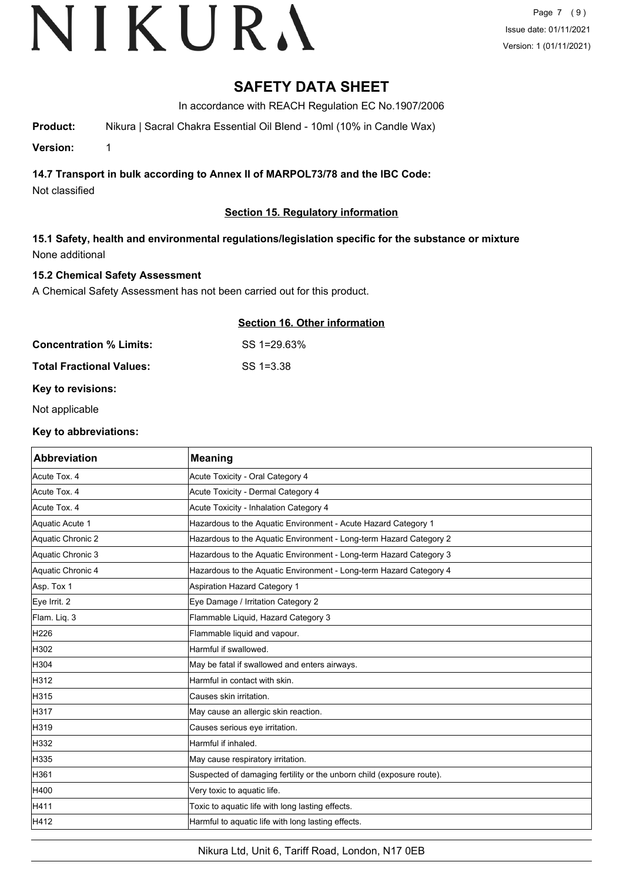# SAFETY DATA SHEET

In accordance with REACH Regulation EC No.1907/2006

**Product:** Nikura | Sacral Chakra Essential Oil Blend - 10ml (10% in Candle Wax)

**Version:** 1

### 14.7 Transport in bulk according to Annex II of MARPOL73/78 and the IBC Code:

Not classified

## Section 15. Regulatory information

### 15.1 Safety, health and environmental regulations/legislation specific for the substance or mixture

None additional

### 15.2 Chemical Safety Assessment

A Chemical Safety Assessment has not been carried out for this product.

## Section 16. Other information

**Concentration % Limits:** SS 1=29.63%

**Total Fractional Values:** SS 1=3.38

**Key to revisions:**

Not applicable

**Key to abbreviations:**

| Abbreviation | Meaning |
|---|---|
| Acute Tox. 4 | Acute Toxicity - Oral Category 4 |
| Acute Tox. 4 | Acute Toxicity - Dermal Category 4 |
| Acute Tox. 4 | Acute Toxicity - Inhalation Category 4 |
| Aquatic Acute 1 | Hazardous to the Aquatic Environment - Acute Hazard Category 1 |
| Aquatic Chronic 2 | Hazardous to the Aquatic Environment - Long-term Hazard Category 2 |
| Aquatic Chronic 3 | Hazardous to the Aquatic Environment - Long-term Hazard Category 3 |
| Aquatic Chronic 4 | Hazardous to the Aquatic Environment - Long-term Hazard Category 4 |
| Asp. Tox 1 | Aspiration Hazard Category 1 |
| Eye Irrit. 2 | Eye Damage / Irritation Category 2 |
| Flam. Liq. 3 | Flammable Liquid, Hazard Category 3 |
| H226 | Flammable liquid and vapour. |
| H302 | Harmful if swallowed. |
| H304 | May be fatal if swallowed and enters airways. |
| H312 | Harmful in contact with skin. |
| H315 | Causes skin irritation. |
| H317 | May cause an allergic skin reaction. |
| H319 | Causes serious eye irritation. |
| H332 | Harmful if inhaled. |
| H335 | May cause respiratory irritation. |
| H361 | Suspected of damaging fertility or the unborn child (exposure route). |
| H400 | Very toxic to aquatic life. |
| H411 | Toxic to aquatic life with long lasting effects. |
| H412 | Harmful to aquatic life with long lasting effects. |

Nikura Ltd, Unit 6, Tariff Road, London, N17 0EB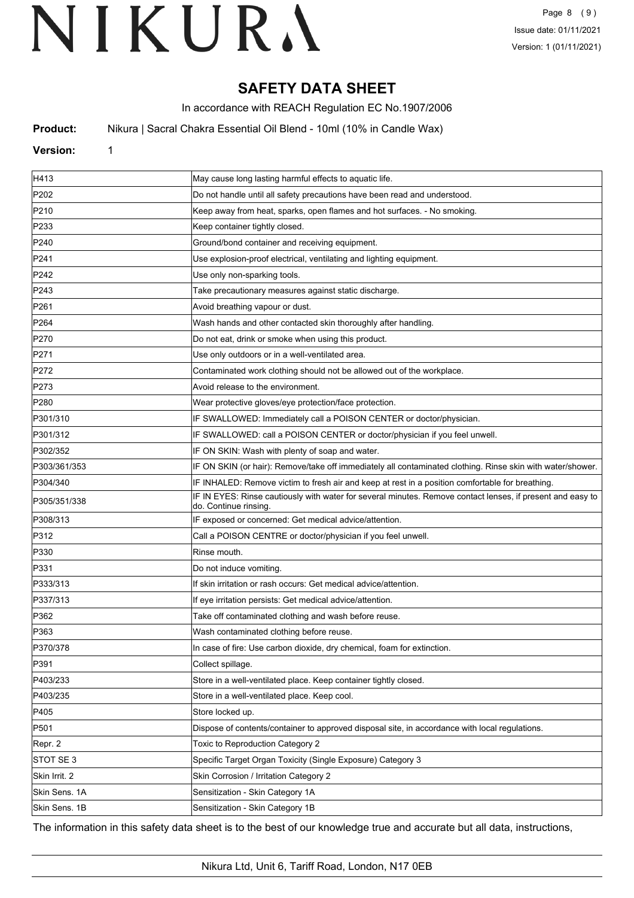# SAFETY DATA SHEET

In accordance with REACH Regulation EC No.1907/2006

**Product:** Nikura | Sacral Chakra Essential Oil Blend - 10ml (10% in Candle Wax)

**Version:** 1

| | |
|---|---|
| H413 | May cause long lasting harmful effects to aquatic life. |
| P202 | Do not handle until all safety precautions have been read and understood. |
| P210 | Keep away from heat, sparks, open flames and hot surfaces. - No smoking. |
| P233 | Keep container tightly closed. |
| P240 | Ground/bond container and receiving equipment. |
| P241 | Use explosion-proof electrical, ventilating and lighting equipment. |
| P242 | Use only non-sparking tools. |
| P243 | Take precautionary measures against static discharge. |
| P261 | Avoid breathing vapour or dust. |
| P264 | Wash hands and other contacted skin thoroughly after handling. |
| P270 | Do not eat, drink or smoke when using this product. |
| P271 | Use only outdoors or in a well-ventilated area. |
| P272 | Contaminated work clothing should not be allowed out of the workplace. |
| P273 | Avoid release to the environment. |
| P280 | Wear protective gloves/eye protection/face protection. |
| P301/310 | IF SWALLOWED: Immediately call a POISON CENTER or doctor/physician. |
| P301/312 | IF SWALLOWED: call a POISON CENTER or doctor/physician if you feel unwell. |
| P302/352 | IF ON SKIN: Wash with plenty of soap and water. |
| P303/361/353 | IF ON SKIN (or hair): Remove/take off immediately all contaminated clothing. Rinse skin with water/shower. |
| P304/340 | IF INHALED: Remove victim to fresh air and keep at rest in a position comfortable for breathing. |
| P305/351/338 | IF IN EYES: Rinse cautiously with water for several minutes. Remove contact lenses, if present and easy to do. Continue rinsing. |
| P308/313 | IF exposed or concerned: Get medical advice/attention. |
| P312 | Call a POISON CENTRE or doctor/physician if you feel unwell. |
| P330 | Rinse mouth. |
| P331 | Do not induce vomiting. |
| P333/313 | If skin irritation or rash occurs: Get medical advice/attention. |
| P337/313 | If eye irritation persists: Get medical advice/attention. |
| P362 | Take off contaminated clothing and wash before reuse. |
| P363 | Wash contaminated clothing before reuse. |
| P370/378 | In case of fire: Use carbon dioxide, dry chemical, foam for extinction. |
| P391 | Collect spillage. |
| P403/233 | Store in a well-ventilated place. Keep container tightly closed. |
| P403/235 | Store in a well-ventilated place. Keep cool. |
| P405 | Store locked up. |
| P501 | Dispose of contents/container to approved disposal site, in accordance with local regulations. |
| Repr. 2 | Toxic to Reproduction Category 2 |
| STOT SE 3 | Specific Target Organ Toxicity (Single Exposure) Category 3 |
| Skin Irrit. 2 | Skin Corrosion / Irritation Category 2 |
| Skin Sens. 1A | Sensitization - Skin Category 1A |
| Skin Sens. 1B | Sensitization - Skin Category 1B |

The information in this safety data sheet is to the best of our knowledge true and accurate but all data, instructions,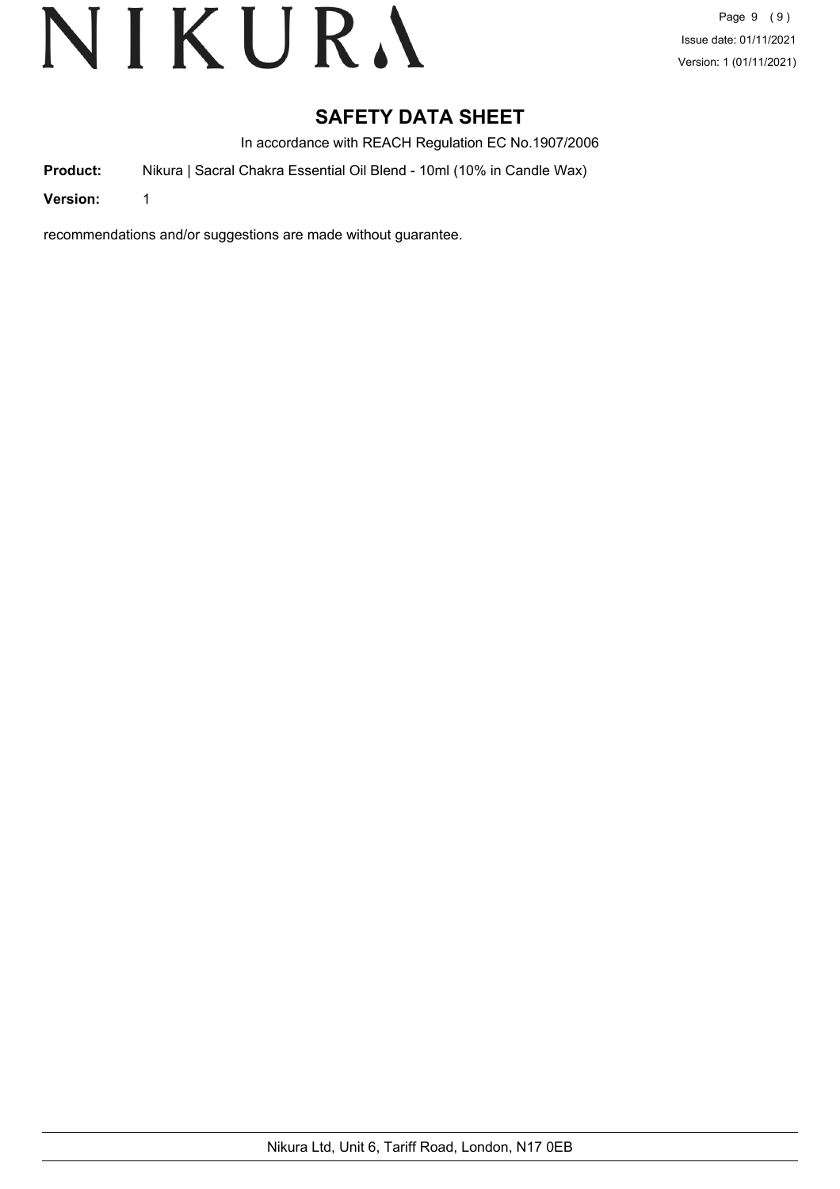recommendations and/or suggestions are made without guarantee.